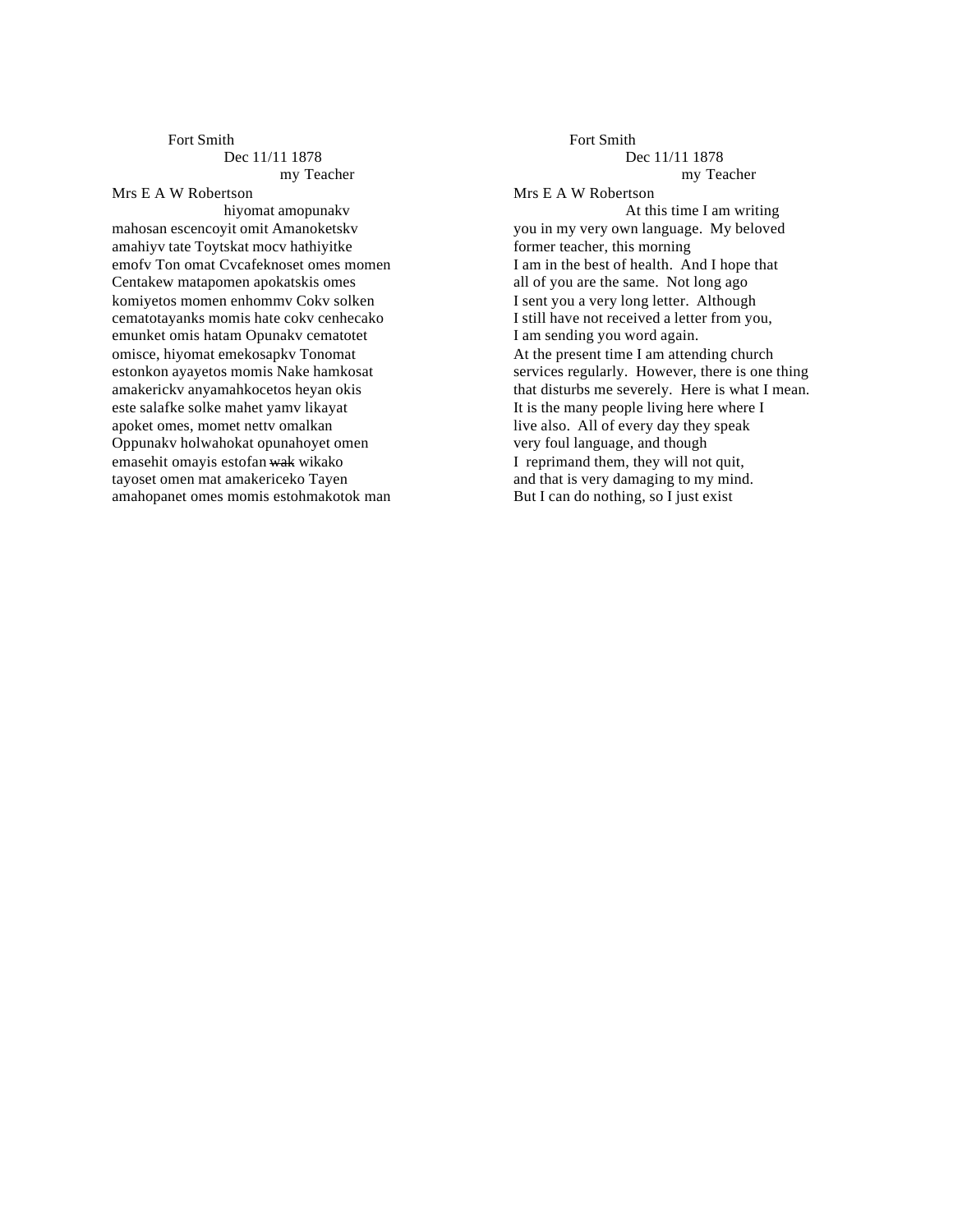Fort Smith
Dec 11/11 1878
my Teacher
Mrs E A W Robertson
hiyomat amopunakv
mahosan escencoyit omit Amanoketskv
amahiyv tate Toytskat mocv hathiyitke
emofv Ton omat Cvcafeknoset omes momen
Centakew matapomen apokatskis omes
komiyetos momen enhommv Cokv solken
cematotayanks momis hate cokv cenhecako
emunket omis hatam Opunakv cematotet
omisce, hiyomat emekosapkv Tonomat
estonkon ayayetos momis Nake hamkosat
amakerickv anyamahkocetos heyan okis
este salafke solke mahet yamv likayat
apoket omes, momet nettv omalkan
Oppunakv holwahokat opunahoyet omen
emasehit omayis estofan ~~wak~~ wikako
tayoset omen mat amakericeko Tayen
amahopanet omes momis estohmakotok man

Fort Smith
Dec 11/11 1878
my Teacher
Mrs E A W Robertson
At this time I am writing
you in my very own language. My beloved
former teacher, this morning
I am in the best of health. And I hope that
all of you are the same. Not long ago
I sent you a very long letter. Although
I still have not received a letter from you,
I am sending you word again.
At the present time I am attending church
services regularly. However, there is one thing
that disturbs me severely. Here is what I mean.
It is the many people living here where I
live also. All of every day they speak
very foul language, and though
I reprimand them, they will not quit,
and that is very damaging to my mind.
But I can do nothing, so I just exist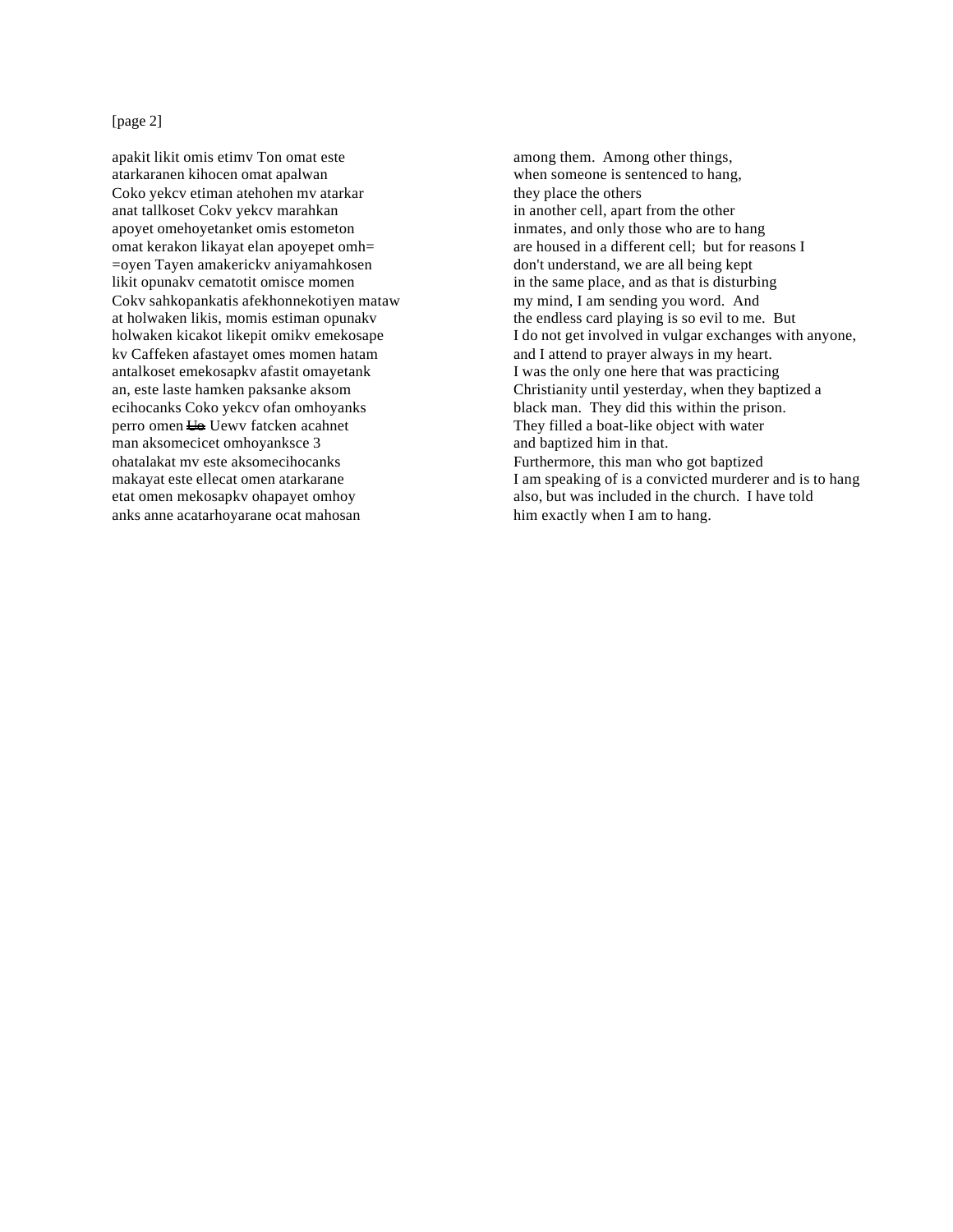[page 2]

apakit likit omis etimv Ton omat este
atarkaranen kihocen omat apalwan
Coko yekcv etiman atehohen mv atarkar
anat tallkoset Cokv yekcv marahkan
apoyet omehoyetanket omis estometon
omat kerakon likayat elan apoyepet omh=
=oyen Tayen amakerickv aniyamahkosen
likit opunakv cematotit omisce momen
Cokv sahkopankatis afekhonnekotiyen mataw
at holwaken likis, momis estiman opunakv
holwaken kicakot likepit omikv emekosape
kv Caffeken afastayet omes momen hatam
antalkoset emekosapkv afastit omayetank
an, este laste hamken paksanke aksom
ecihocanks Coko yekcv ofan omhoyanks
perro omen ~~Ue~~ Uewv fatcken acahnet
man aksomecicet omhoyankse 3
ohatalakat mv este aksomecihocanks
makayat este ellecat omen atarkarane
etat omen mekosapkv ohapayet omhoy
anks anne acatarhoyarane ocat mahosan

among them. Among other things,
when someone is sentenced to hang,
they place the others
in another cell, apart from the other
inmates, and only those who are to hang
are housed in a different cell; but for reasons I
don't understand, we are all being kept
in the same place, and as that is disturbing
my mind, I am sending you word. And
the endless card playing is so evil to me. But
I do not get involved in vulgar exchanges with anyone,
and I attend to prayer always in my heart.
I was the only one here that was practicing
Christianity until yesterday, when they baptized a
black man. They did this within the prison.
They filled a boat-like object with water
and baptized him in that.
Furthermore, this man who got baptized
I am speaking of is a convicted murderer and is to hang
also, but was included in the church. I have told
him exactly when I am to hang.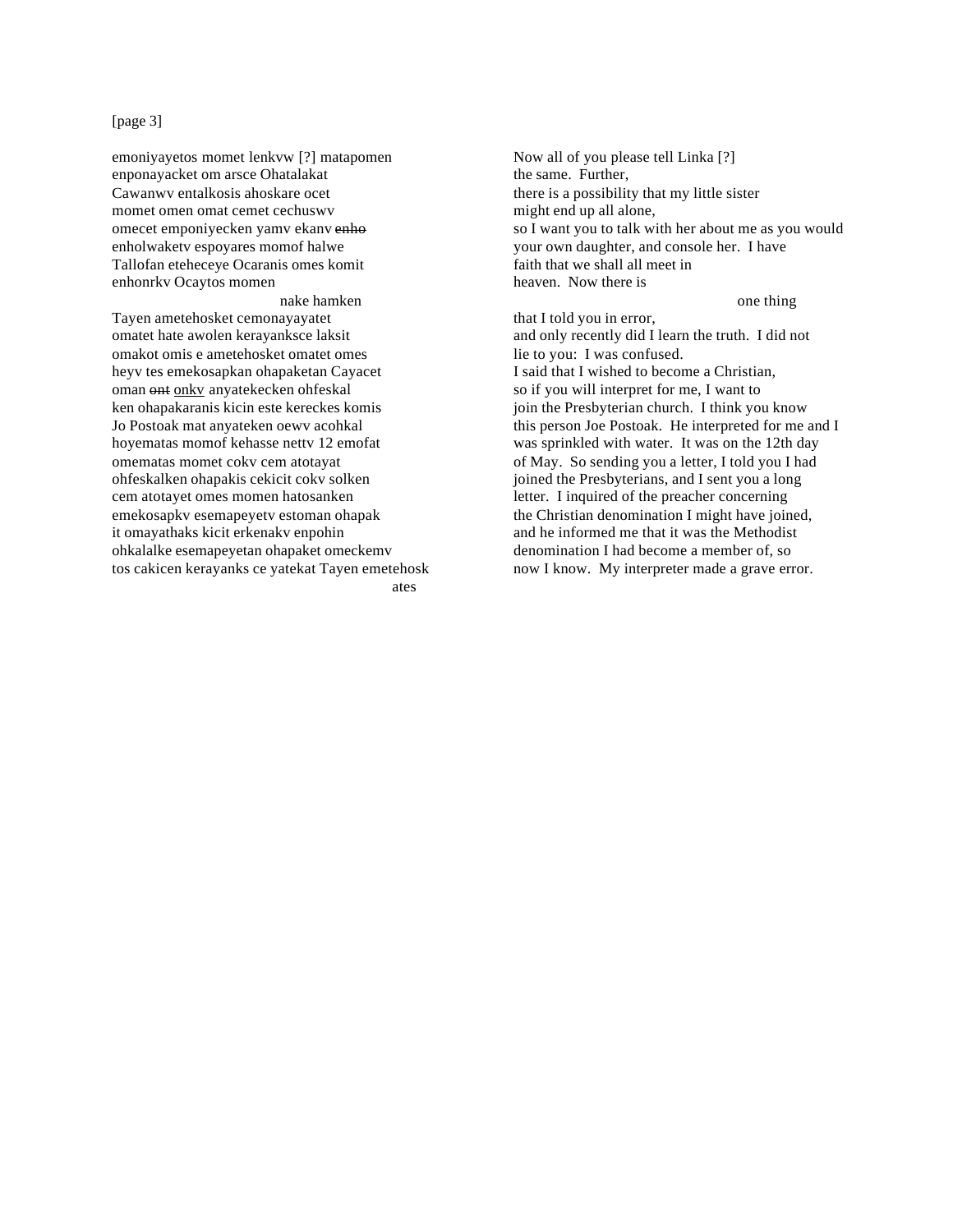[page 3]

emoniyayetos momet lenkvw [?] matapomen
enponayacket om arsce Ohatalakat
Cawanwv entalkosis ahoskare ocet
momet omen omat cemet cechuswv
omecet emponiyecken yamv ekanv ~~enho~~
enholwaketv espoyares momof halwe
Tallofan eteheceye Ocaranis omes komit
enhonrkv Ocaytos momen
nake hamken
Tayen ametehosket cemonayayatet
omatet hate awolen kerayanksce laksit
omakot omis e ametehosket omatet omes
heyv tes emekosapkan ohapaketan Cayacet
oman ~~ont~~ <u>onkv</u> anyatekecken ohfeskal
ken ohapakaranis kicin este kereckes komis
Jo Postoak mat anyateken oewv acohkal
hoyematas momof kehasse nettv 12 emofat
omematas momet cokv cem atotayat
ohfeskalken ohapakis cekicit cokv solken
cem atotayet omes momen hatosanken
emekosapkv esemapeyetv estoman ohapak
it omayathaks kicit erkenakv enpohin
ohkalalke esemapeyetan ohapaket omeckemv
tos cakicen kerayanks ce yatekat Tayen emetehosk
ates

Now all of you please tell Linka [?]
the same. Further,
there is a possibility that my little sister
might end up all alone,
so I want you to talk with her about me as you would
your own daughter, and console her. I have
faith that we shall all meet in
heaven. Now there is
one thing
that I told you in error,
and only recently did I learn the truth. I did not
lie to you: I was confused.
I said that I wished to become a Christian,
so if you will interpret for me, I want to
join the Presbyterian church. I think you know
this person Joe Postoak. He interpreted for me and I
was sprinkled with water. It was on the 12th day
of May. So sending you a letter, I told you I had
joined the Presbyterians, and I sent you a long
letter. I inquired of the preacher concerning
the Christian denomination I might have joined,
and he informed me that it was the Methodist
denomination I had become a member of, so
now I know. My interpreter made a grave error.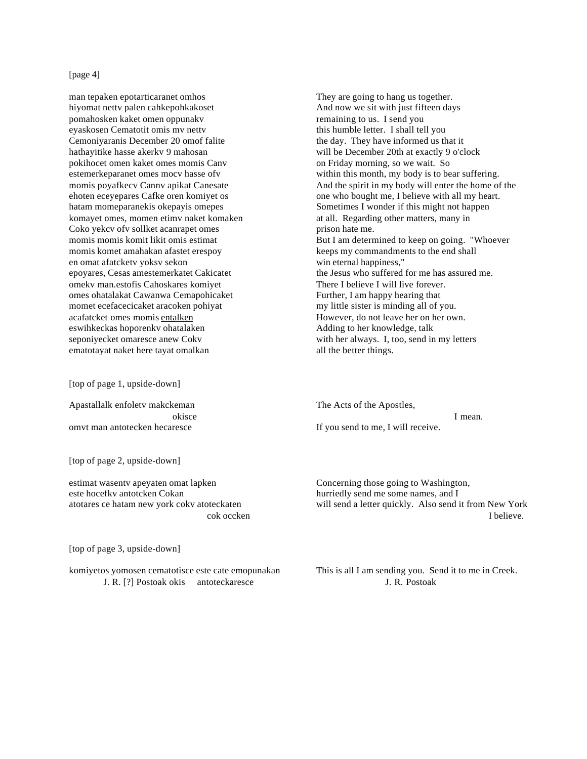[page 4]

| | |
|---|---|
| man tepaken epotarticaranet omhos | They are going to hang us together. |
| hiyomat nettv palen cahkepohkakoset | And now we sit with just fifteen days |
| pomahosken kaket omen oppunakv | remaining to us. I send you |
| eyaskosen Cematotit omis mv nettv | this humble letter. I shall tell you |
| Cemoniyaranis December 20 omof falite | the day. They have informed us that it |
| hathayitike hasse akerkv 9 mahosan | will be December 20th at exactly 9 o'clock |
| pokihocet omen kaket omes momis Canv | on Friday morning, so we wait. So |
| estemerkeparanet omes mocv hasse ofv | within this month, my body is to bear suffering. |
| momis poyafkecv Cannv apikat Canesate | And the spirit in my body will enter the home of the |
| ehoten eceyepares Cafke oren komiyet os | one who bought me, I believe with all my heart. |
| hatam momeparanekis okepayis omepes | Sometimes I wonder if this might not happen |
| komayet omes, momen etimv naket komaken | at all. Regarding other matters, many in |
| Coko yekcv ofv sollket acanrapet omes | prison hate me. |
| momis momis komit likit omis estimat | But I am determined to keep on going. "Whoever |
| momis komet amahakan afastet erespoy | keeps my commandments to the end shall |
| en omat afatcketv yoksv sekon | win eternal happiness," |
| epoyares, Cesas amestemerkatet Cakicatet | the Jesus who suffered for me has assured me. |
| omekv man.estofis Cahoskares komiyet | There I believe I will live forever. |
| omes ohatalakat Cawanwa Cemapohicaket | Further, I am happy hearing that |
| momet ecefacecicaket aracoken pohiyat | my little sister is minding all of you. |
| acafatcket omes momis <u>entalken</u> | However, do not leave her on her own. |
| eswihkeckas hoporenkv ohatalaken | Adding to her knowledge, talk |
| seponiyecket omaresce anew Cokv | with her always. I, too, send in my letters |
| ematotayat naket here tayat omalkan | all the better things. |

[top of page 1, upside-down]

| | |
|---|---|
| Apastallalk enfoletv makckeman | The Acts of the Apostles, |
| okisce | I mean. |
| omvt man antotecken hecaresce | If you send to me, I will receive. |

[top of page 2, upside-down]

| | |
|---|---|
| estimat wasentv apeyaten omat lapken | Concerning those going to Washington, |
| este hocefkv antotcken Cokan | hurriedly send me some names, and I |
| atotares ce hatam new york cokv atoteckaten | will send a letter quickly. Also send it from New York |
| cok occken | I believe. |

[top of page 3, upside-down]

| | |
|---|---|
| komiyetos yomosen cematotisce este cate emopunakan | This is all I am sending you. Send it to me in Creek. |
| J. R. [?] Postoak okis antoteckaresce | J. R. Postoak |